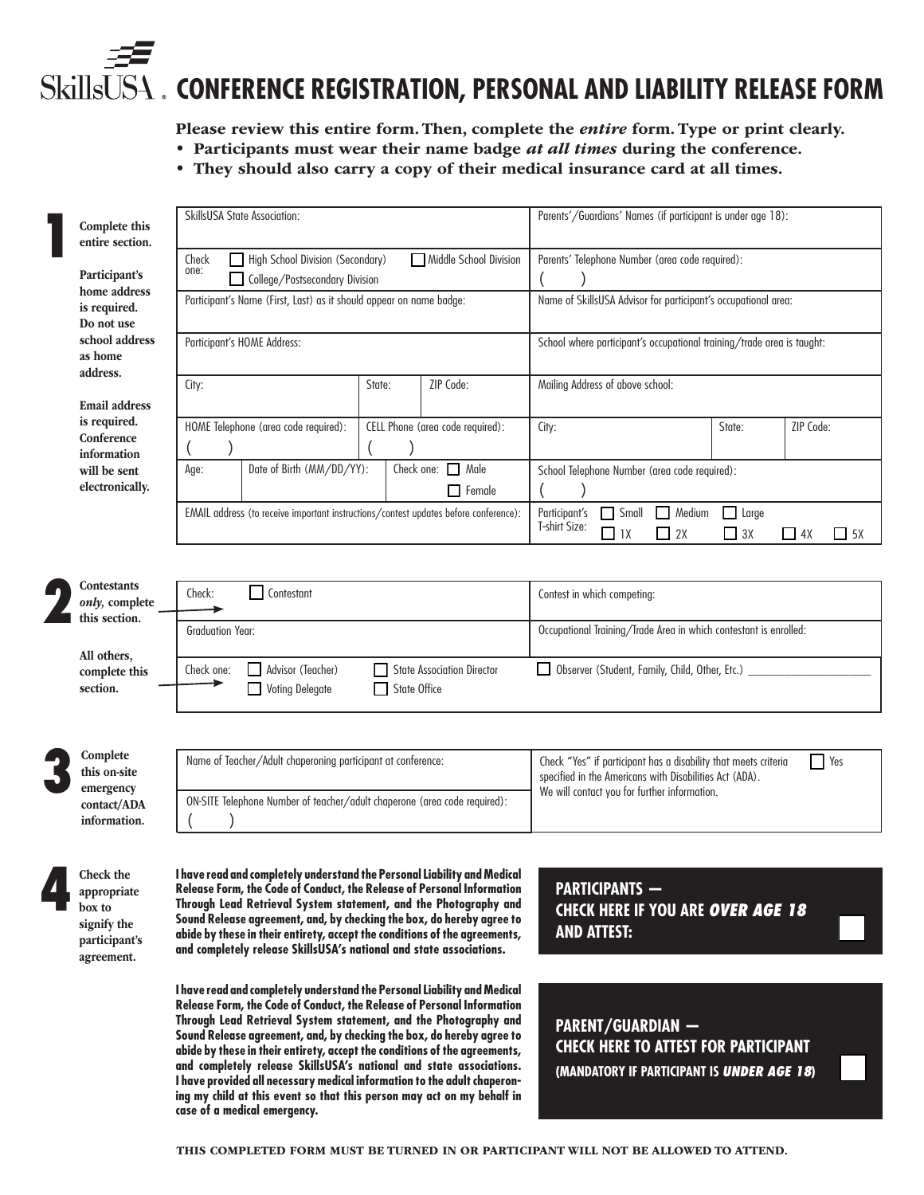# SkillsUSA CONFERENCE REGISTRATION, PERSONAL AND LIABILITY RELEASE FORM

**Please review this entire form. Then, complete the *entire* form. Type or print clearly.**

- **Participants must wear their name badge *at all times* during the conference.**
- **They should also carry a copy of their medical insurance card at all times.**

## 1

**Complete this entire section.**

**Participant's home address is required. Do not use school address as home address.**

**Email address is required. Conference information will be sent electronically.**

| | | | | |
|---|---|---|---|---|
| SkillsUSA State Association: | | | Parents'/Guardians' Names (if participant is under age 18): | |
| Check one: ☐ High School Division (Secondary) ☐ Middle School Division ☐ College/Postsecondary Division | | | Parents' Telephone Number (area code required): ( ) | |
| Participant's Name (First, Last) as it should appear on name badge: | | | Name of SkillsUSA Advisor for participant's occupational area: | |
| Participant's HOME Address: | | | School where participant's occupational training/trade area is taught: | |
| City: | State: | ZIP Code: | Mailing Address of above school: | |
| HOME Telephone (area code required): ( ) | CELL Phone (area code required): ( ) | | City: | State: / ZIP Code: |
| Age: / Date of Birth (MM/DD/YY): | Check one: ☐ Male ☐ Female | | School Telephone Number (area code required): ( ) | |
| EMAIL address (to receive important instructions/contest updates before conference): | | | Participant's T-shirt Size: ☐ Small ☐ Medium ☐ Large ☐ 1X ☐ 2X ☐ 3X ☐ 4X ☐ 5X | |

## 2

**Contestants *only,* complete this section.**

| | |
|---|---|
| Check: ☐ Contestant | Contest in which competing: |
| Graduation Year: | Occupational Training/Trade Area in which contestant is enrolled: |

**All others, complete this section.**

Check one: ☐ Advisor (Teacher) ☐ Voting Delegate ☐ State Association Director ☐ State Office ☐ Observer (Student, Family, Child, Other, Etc.) ____________________

## 3

**Complete this on-site emergency contact/ADA information.**

| | |
|---|---|
| Name of Teacher/Adult chaperoning participant at conference: | Check "Yes" if participant has a disability that meets criteria specified in the Americans with Disabilities Act (ADA). We will contact you for further information. ☐ Yes |
| ON-SITE Telephone Number of teacher/adult chaperone (area code required): ( ) | |

## 4

**Check the appropriate box to signify the participant's agreement.**

**I have read and completely understand the Personal Liability and Medical Release Form, the Code of Conduct, the Release of Personal Information Through Lead Retrieval System statement, and the Photography and Sound Release agreement, and, by checking the box, do hereby agree to abide by these in their entirety, accept the conditions of the agreements, and completely release SkillsUSA's national and state associations.**

**PARTICIPANTS — CHECK HERE IF YOU ARE *OVER AGE 18* AND ATTEST:** ☐

**I have read and completely understand the Personal Liability and Medical Release Form, the Code of Conduct, the Release of Personal Information Through Lead Retrieval System statement, and the Photography and Sound Release agreement, and, by checking the box, do hereby agree to abide by these in their entirety, accept the conditions of the agreements, and completely release SkillsUSA's national and state associations. I have provided all necessary medical information to the adult chaperoning my child at this event so that this person may act on my behalf in case of a medical emergency.**

**PARENT/GUARDIAN — CHECK HERE TO ATTEST FOR PARTICIPANT (MANDATORY IF PARTICIPANT IS *UNDER AGE 18*)** ☐

**THIS COMPLETED FORM MUST BE TURNED IN OR PARTICIPANT WILL NOT BE ALLOWED TO ATTEND.**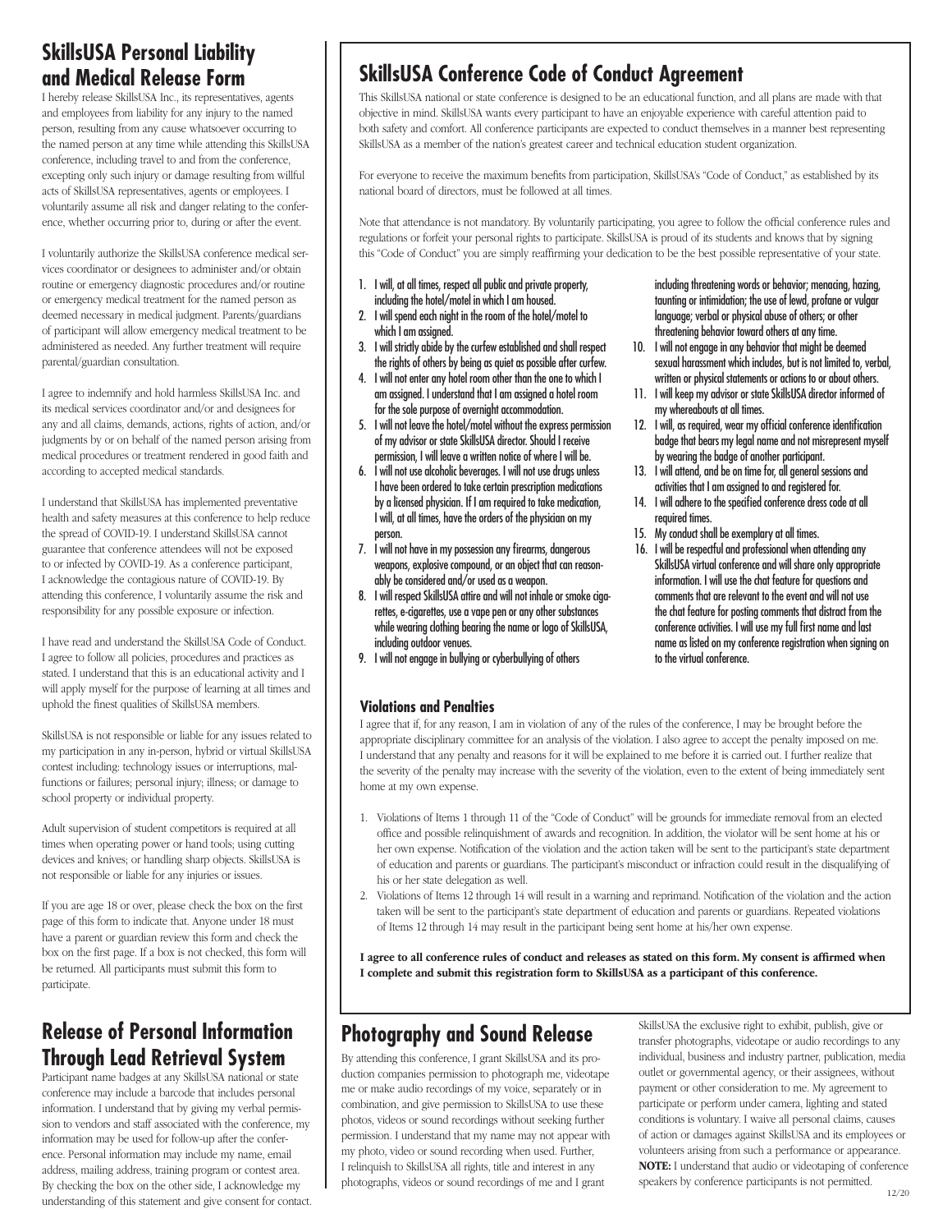## SkillsUSA Personal Liability and Medical Release Form

I hereby release SkillsUSA Inc., its representatives, agents and employees from liability for any injury to the named person, resulting from any cause whatsoever occurring to the named person at any time while attending this SkillsUSA conference, including travel to and from the conference, excepting only such injury or damage resulting from willful acts of SkillsUSA representatives, agents or employees. I voluntarily assume all risk and danger relating to the conference, whether occurring prior to, during or after the event.

I voluntarily authorize the SkillsUSA conference medical services coordinator or designees to administer and/or obtain routine or emergency diagnostic procedures and/or routine or emergency medical treatment for the named person as deemed necessary in medical judgment. Parents/guardians of participant will allow emergency medical treatment to be administered as needed. Any further treatment will require parental/guardian consultation.

I agree to indemnify and hold harmless SkillsUSA Inc. and its medical services coordinator and/or and designees for any and all claims, demands, actions, rights of action, and/or judgments by or on behalf of the named person arising from medical procedures or treatment rendered in good faith and according to accepted medical standards.

I understand that SkillsUSA has implemented preventative health and safety measures at this conference to help reduce the spread of COVID-19. I understand SkillsUSA cannot guarantee that conference attendees will not be exposed to or infected by COVID-19. As a conference participant, I acknowledge the contagious nature of COVID-19. By attending this conference, I voluntarily assume the risk and responsibility for any possible exposure or infection.

I have read and understand the SkillsUSA Code of Conduct. I agree to follow all policies, procedures and practices as stated. I understand that this is an educational activity and I will apply myself for the purpose of learning at all times and uphold the finest qualities of SkillsUSA members.

SkillsUSA is not responsible or liable for any issues related to my participation in any in-person, hybrid or virtual SkillsUSA contest including: technology issues or interruptions, malfunctions or failures; personal injury; illness; or damage to school property or individual property.

Adult supervision of student competitors is required at all times when operating power or hand tools; using cutting devices and knives; or handling sharp objects. SkillsUSA is not responsible or liable for any injuries or issues.

If you are age 18 or over, please check the box on the first page of this form to indicate that. Anyone under 18 must have a parent or guardian review this form and check the box on the first page. If a box is not checked, this form will be returned. All participants must submit this form to participate.

## Release of Personal Information Through Lead Retrieval System

Participant name badges at any SkillsUSA national or state conference may include a barcode that includes personal information. I understand that by giving my verbal permission to vendors and staff associated with the conference, my information may be used for follow-up after the conference. Personal information may include my name, email address, mailing address, training program or contest area. By checking the box on the other side, I acknowledge my understanding of this statement and give consent for contact.

## SkillsUSA Conference Code of Conduct Agreement

This SkillsUSA national or state conference is designed to be an educational function, and all plans are made with that objective in mind. SkillsUSA wants every participant to have an enjoyable experience with careful attention paid to both safety and comfort. All conference participants are expected to conduct themselves in a manner best representing SkillsUSA as a member of the nation's greatest career and technical education student organization.

For everyone to receive the maximum benefits from participation, SkillsUSA's "Code of Conduct," as established by its national board of directors, must be followed at all times.

Note that attendance is not mandatory. By voluntarily participating, you agree to follow the official conference rules and regulations or forfeit your personal rights to participate. SkillsUSA is proud of its students and knows that by signing this "Code of Conduct" you are simply reaffirming your dedication to be the best possible representative of your state.

1. I will, at all times, respect all public and private property, including the hotel/motel in which I am housed.
2. I will spend each night in the room of the hotel/motel to which I am assigned.
3. I will strictly abide by the curfew established and shall respect the rights of others by being as quiet as possible after curfew.
4. I will not enter any hotel room other than the one to which I am assigned. I understand that I am assigned a hotel room for the sole purpose of overnight accommodation.
5. I will not leave the hotel/motel without the express permission of my advisor or state SkillsUSA director. Should I receive permission, I will leave a written notice of where I will be.
6. I will not use alcoholic beverages. I will not use drugs unless I have been ordered to take certain prescription medications by a licensed physician. If I am required to take medication, I will, at all times, have the orders of the physician on my person.
7. I will not have in my possession any firearms, dangerous weapons, explosive compound, or an object that can reasonably be considered and/or used as a weapon.
8. I will respect SkillsUSA attire and will not inhale or smoke cigarettes, e-cigarettes, use a vape pen or any other substances while wearing clothing bearing the name or logo of SkillsUSA, including outdoor venues.
9. I will not engage in bullying or cyberbullying of others including threatening words or behavior; menacing, hazing, taunting or intimidation; the use of lewd, profane or vulgar language; verbal or physical abuse of others; or other threatening behavior toward others at any time.
10. I will not engage in any behavior that might be deemed sexual harassment which includes, but is not limited to, verbal, written or physical statements or actions to or about others.
11. I will keep my advisor or state SkillsUSA director informed of my whereabouts at all times.
12. I will, as required, wear my official conference identification badge that bears my legal name and not misrepresent myself by wearing the badge of another participant.
13. I will attend, and be on time for, all general sessions and activities that I am assigned to and registered for.
14. I will adhere to the specified conference dress code at all required times.
15. My conduct shall be exemplary at all times.
16. I will be respectful and professional when attending any SkillsUSA virtual conference and will share only appropriate information. I will use the chat feature for questions and comments that are relevant to the event and will not use the chat feature for posting comments that distract from the conference activities. I will use my full first name and last name as listed on my conference registration when signing on to the virtual conference.

### Violations and Penalties

I agree that if, for any reason, I am in violation of any of the rules of the conference, I may be brought before the appropriate disciplinary committee for an analysis of the violation. I also agree to accept the penalty imposed on me. I understand that any penalty and reasons for it will be explained to me before it is carried out. I further realize that the severity of the penalty may increase with the severity of the violation, even to the extent of being immediately sent home at my own expense.

1. Violations of Items 1 through 11 of the "Code of Conduct" will be grounds for immediate removal from an elected office and possible relinquishment of awards and recognition. In addition, the violator will be sent home at his or her own expense. Notification of the violation and the action taken will be sent to the participant's state department of education and parents or guardians. The participant's misconduct or infraction could result in the disqualifying of his or her state delegation as well.
2. Violations of Items 12 through 14 will result in a warning and reprimand. Notification of the violation and the action taken will be sent to the participant's state department of education and parents or guardians. Repeated violations of Items 12 through 14 may result in the participant being sent home at his/her own expense.

**I agree to all conference rules of conduct and releases as stated on this form. My consent is affirmed when I complete and submit this registration form to SkillsUSA as a participant of this conference.**

## Photography and Sound Release

By attending this conference, I grant SkillsUSA and its production companies permission to photograph me, videotape me or make audio recordings of my voice, separately or in combination, and give permission to SkillsUSA to use these photos, videos or sound recordings without seeking further permission. I understand that my name may not appear with my photo, video or sound recording when used. Further, I relinquish to SkillsUSA all rights, title and interest in any photographs, videos or sound recordings of me and I grant SkillsUSA the exclusive right to exhibit, publish, give or transfer photographs, videotape or audio recordings to any individual, business and industry partner, publication, media outlet or governmental agency, or their assignees, without payment or other consideration to me. My agreement to participate or perform under camera, lighting and stated conditions is voluntary. I waive all personal claims, causes of action or damages against SkillsUSA and its employees or volunteers arising from such a performance or appearance. **NOTE:** I understand that audio or videotaping of conference speakers by conference participants is not permitted.

12/20